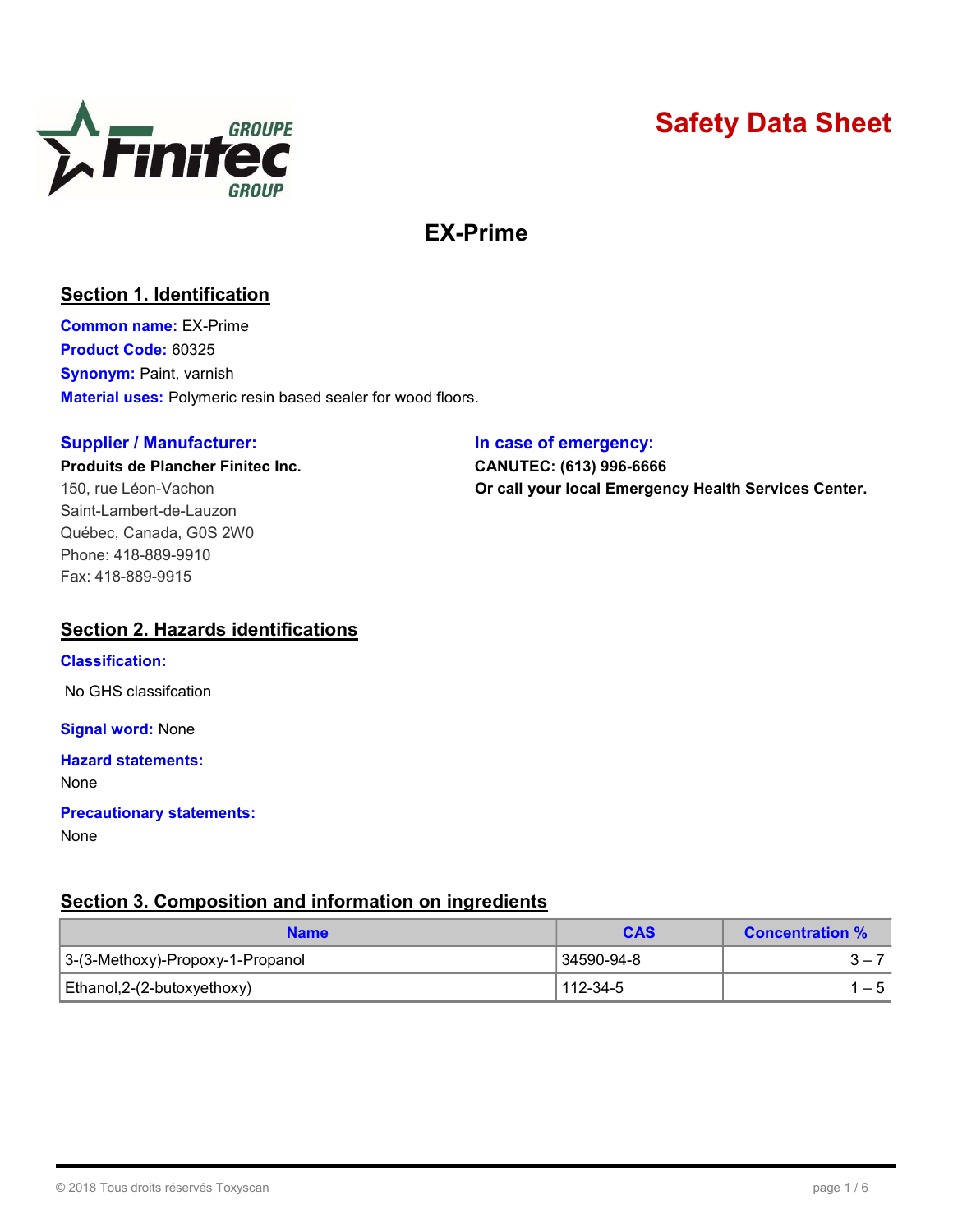# Safety Data Sheet

## EX-Prime

### Section 1. Identification

**Common name:** EX-Prime
**Product Code:** 60325
**Synonym:** Paint, varnish
**Material uses:** Polymeric resin based sealer for wood floors.

**Supplier / Manufacturer:**
**Produits de Plancher Finitec Inc.**
150, rue Léon-Vachon
Saint-Lambert-de-Lauzon
Québec, Canada, G0S 2W0
Phone: 418-889-9910
Fax: 418-889-9915

**In case of emergency:**
**CANUTEC: (613) 996-6666**
**Or call your local Emergency Health Services Center.**

### Section 2. Hazards identifications

**Classification:**

No GHS classifcation

**Signal word:** None

**Hazard statements:**
None

**Precautionary statements:**
None

### Section 3. Composition and information on ingredients

| Name | CAS | Concentration % |
|---|---|---|
| 3-(3-Methoxy)-Propoxy-1-Propanol | 34590-94-8 | 3 – 7 |
| Ethanol,2-(2-butoxyethoxy) | 112-34-5 | 1 – 5 |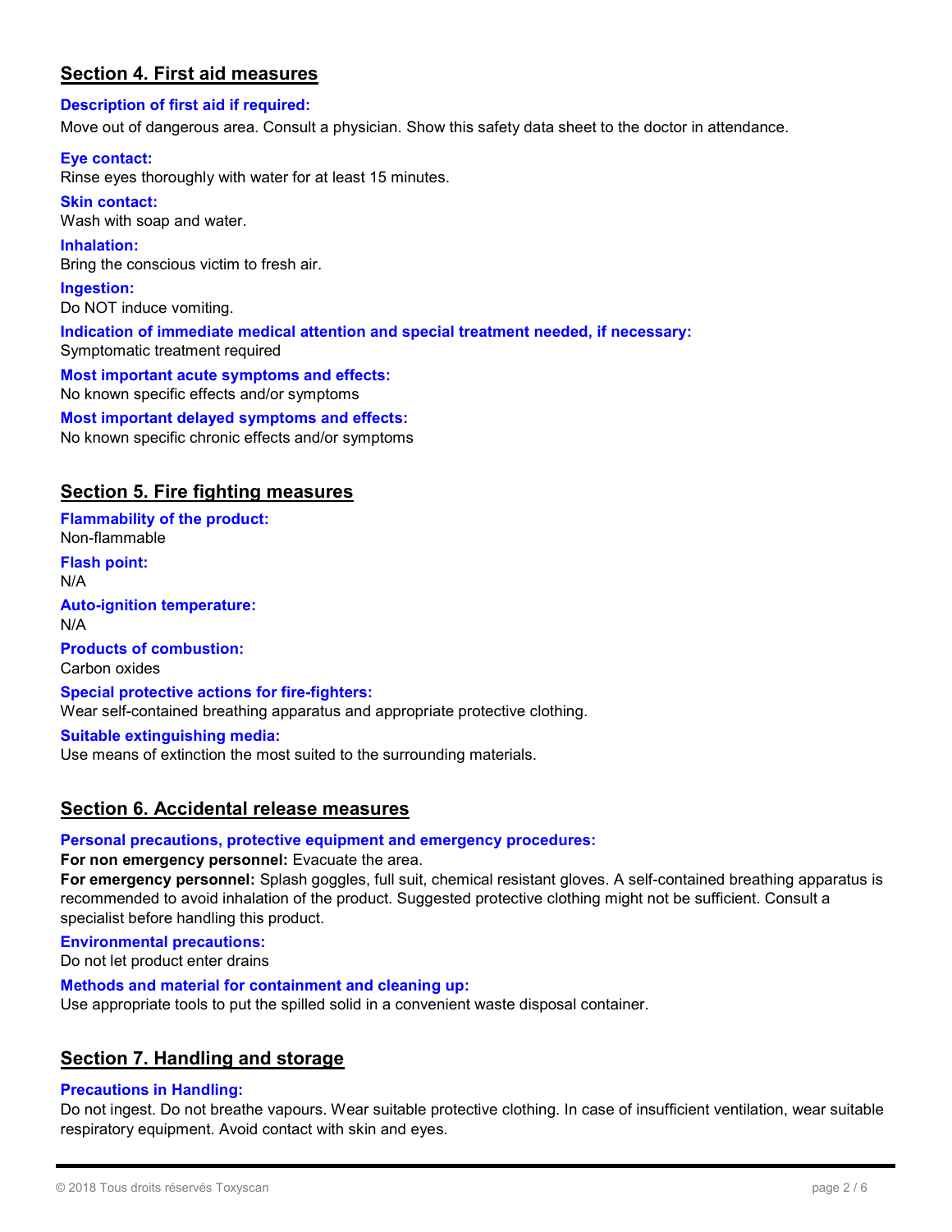## Section 4. First aid measures

**Description of first aid if required:**
Move out of dangerous area. Consult a physician. Show this safety data sheet to the doctor in attendance.

**Eye contact:**
Rinse eyes thoroughly with water for at least 15 minutes.

**Skin contact:**
Wash with soap and water.

**Inhalation:**
Bring the conscious victim to fresh air.

**Ingestion:**
Do NOT induce vomiting.

**Indication of immediate medical attention and special treatment needed, if necessary:**
Symptomatic treatment required

**Most important acute symptoms and effects:**
No known specific effects and/or symptoms

**Most important delayed symptoms and effects:**
No known specific chronic effects and/or symptoms

## Section 5. Fire fighting measures

**Flammability of the product:**
Non-flammable

**Flash point:**
N/A

**Auto-ignition temperature:**
N/A

**Products of combustion:**
Carbon oxides

**Special protective actions for fire-fighters:**
Wear self-contained breathing apparatus and appropriate protective clothing.

**Suitable extinguishing media:**
Use means of extinction the most suited to the surrounding materials.

## Section 6. Accidental release measures

**Personal precautions, protective equipment and emergency procedures:**
**For non emergency personnel:** Evacuate the area.
**For emergency personnel:** Splash goggles, full suit, chemical resistant gloves. A self-contained breathing apparatus is recommended to avoid inhalation of the product. Suggested protective clothing might not be sufficient. Consult a specialist before handling this product.

**Environmental precautions:**
Do not let product enter drains

**Methods and material for containment and cleaning up:**
Use appropriate tools to put the spilled solid in a convenient waste disposal container.

## Section 7. Handling and storage

**Precautions in Handling:**
Do not ingest. Do not breathe vapours. Wear suitable protective clothing. In case of insufficient ventilation, wear suitable respiratory equipment. Avoid contact with skin and eyes.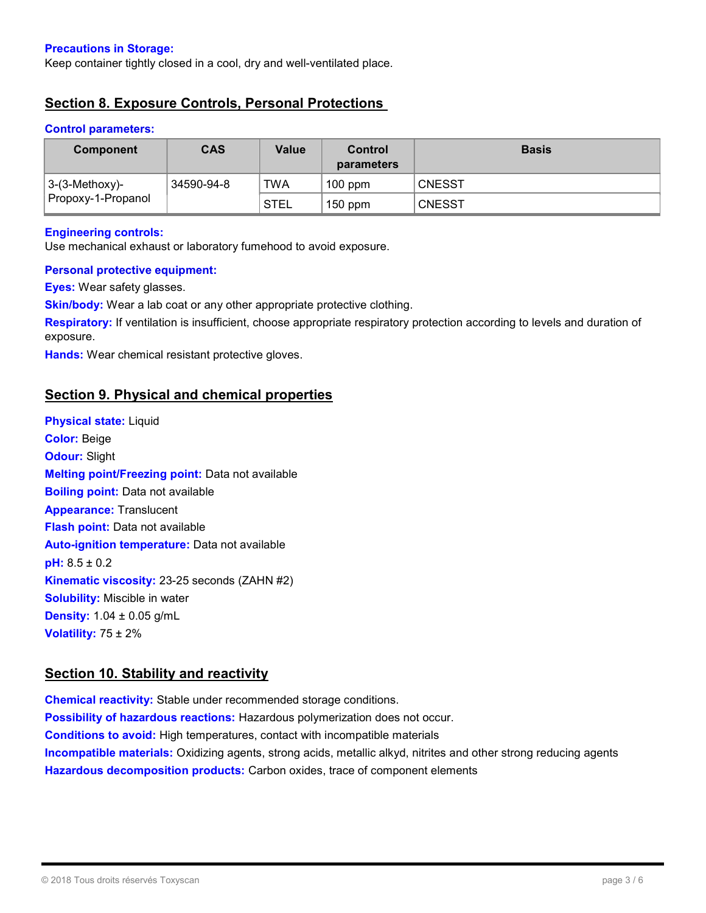**Precautions in Storage:**
Keep container tightly closed in a cool, dry and well-ventilated place.

## Section 8. Exposure Controls, Personal Protections

**Control parameters:**

| Component | CAS | Value | Control parameters | Basis |
|---|---|---|---|---|
| 3-(3-Methoxy)-Propoxy-1-Propanol | 34590-94-8 | TWA | 100 ppm | CNESST |
| | | STEL | 150 ppm | CNESST |

**Engineering controls:**
Use mechanical exhaust or laboratory fumehood to avoid exposure.

**Personal protective equipment:**

**Eyes:** Wear safety glasses.

**Skin/body:** Wear a lab coat or any other appropriate protective clothing.

**Respiratory:** If ventilation is insufficient, choose appropriate respiratory protection according to levels and duration of exposure.

**Hands:** Wear chemical resistant protective gloves.

## Section 9. Physical and chemical properties

**Physical state:** Liquid
**Color:** Beige
**Odour:** Slight
**Melting point/Freezing point:** Data not available
**Boiling point:** Data not available
**Appearance:** Translucent
**Flash point:** Data not available
**Auto-ignition temperature:** Data not available
**pH:** 8.5 ± 0.2
**Kinematic viscosity:** 23-25 seconds (ZAHN #2)
**Solubility:** Miscible in water
**Density:** 1.04 ± 0.05 g/mL
**Volatility:** 75 ± 2%

## Section 10. Stability and reactivity

**Chemical reactivity:** Stable under recommended storage conditions.
**Possibility of hazardous reactions:** Hazardous polymerization does not occur.
**Conditions to avoid:** High temperatures, contact with incompatible materials
**Incompatible materials:** Oxidizing agents, strong acids, metallic alkyd, nitrites and other strong reducing agents
**Hazardous decomposition products:** Carbon oxides, trace of component elements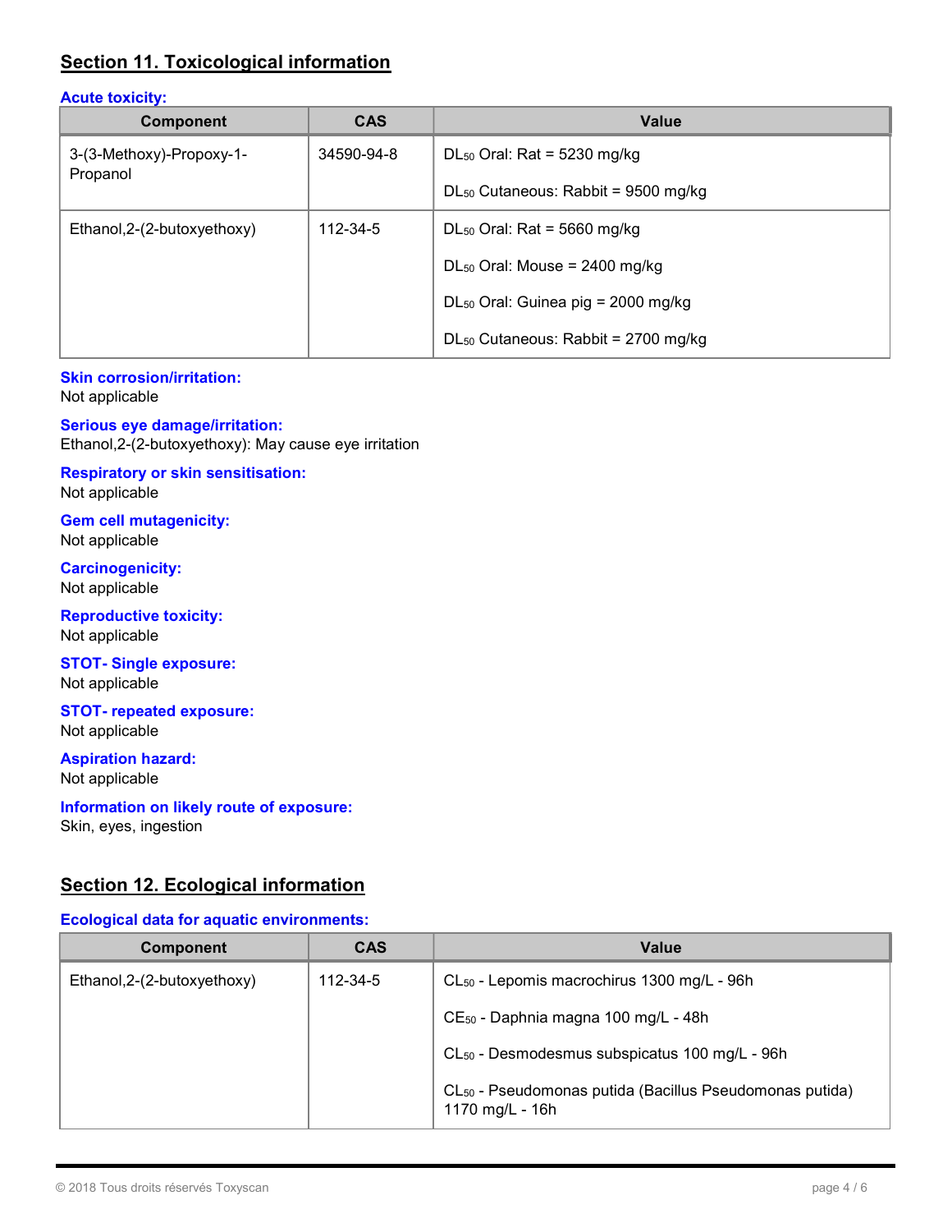## Section 11. Toxicological information

### Acute toxicity:

| Component | CAS | Value |
|---|---|---|
| 3-(3-Methoxy)-Propoxy-1-Propanol | 34590-94-8 | $DL_{50}$ Oral: Rat = 5230 mg/kg<br><br>$DL_{50}$ Cutaneous: Rabbit = 9500 mg/kg |
| Ethanol,2-(2-butoxyethoxy) | 112-34-5 | $DL_{50}$ Oral: Rat = 5660 mg/kg<br><br>$DL_{50}$ Oral: Mouse = 2400 mg/kg<br><br>$DL_{50}$ Oral: Guinea pig = 2000 mg/kg<br><br>$DL_{50}$ Cutaneous: Rabbit = 2700 mg/kg |

### Skin corrosion/irritation:
Not applicable

### Serious eye damage/irritation:
Ethanol,2-(2-butoxyethoxy): May cause eye irritation

### Respiratory or skin sensitisation:
Not applicable

### Gem cell mutagenicity:
Not applicable

### Carcinogenicity:
Not applicable

### Reproductive toxicity:
Not applicable

### STOT- Single exposure:
Not applicable

### STOT- repeated exposure:
Not applicable

### Aspiration hazard:
Not applicable

### Information on likely route of exposure:
Skin, eyes, ingestion

## Section 12. Ecological information

### Ecological data for aquatic environments:

| Component | CAS | Value |
|---|---|---|
| Ethanol,2-(2-butoxyethoxy) | 112-34-5 | $CL_{50}$ - Lepomis macrochirus 1300 mg/L - 96h<br><br>$CE_{50}$ - Daphnia magna 100 mg/L - 48h<br><br>$CL_{50}$ - Desmodesmus subspicatus 100 mg/L - 96h<br><br>$CL_{50}$ - Pseudomonas putida (Bacillus Pseudomonas putida) 1170 mg/L - 16h |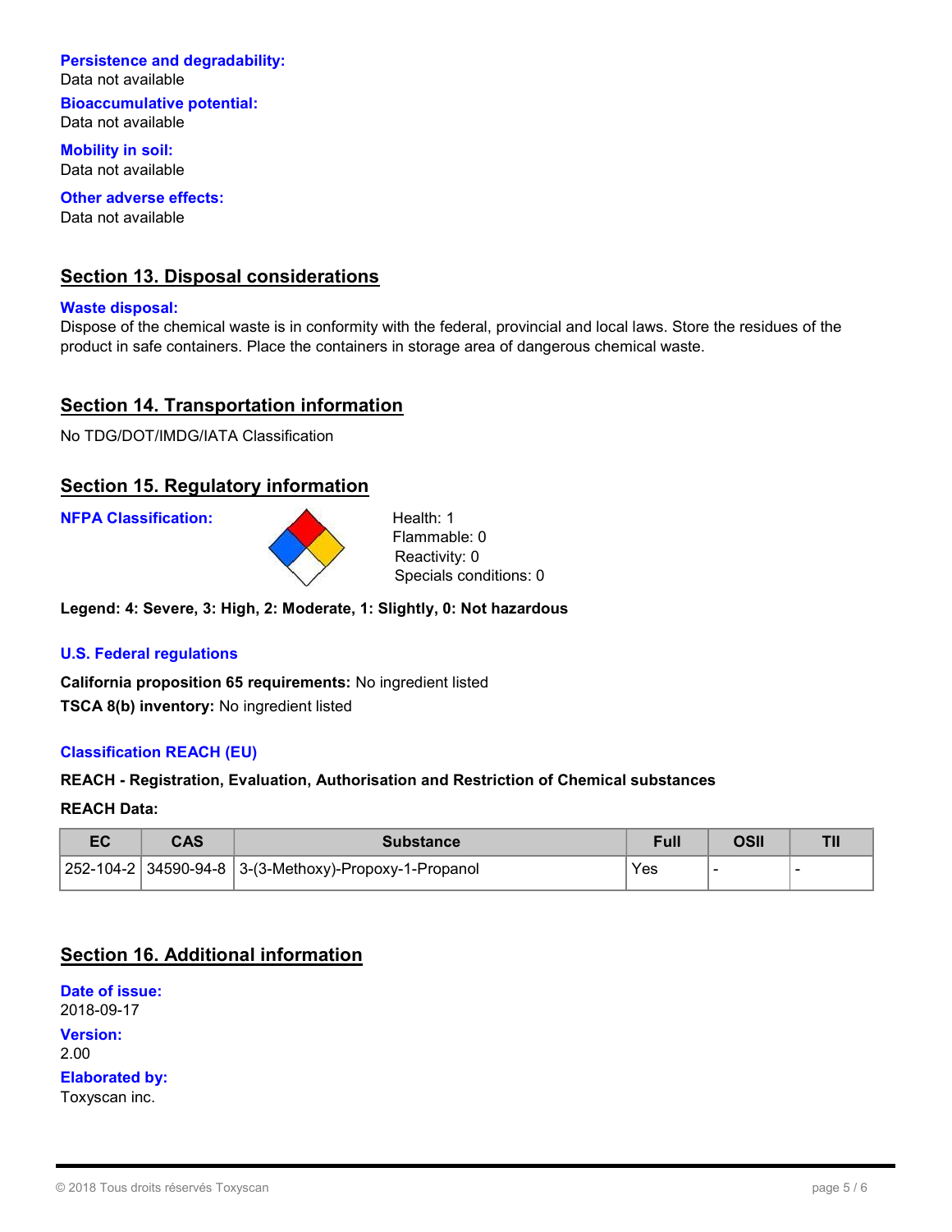**Persistence and degradability:**
Data not available

**Bioaccumulative potential:**
Data not available

**Mobility in soil:**
Data not available

**Other adverse effects:**
Data not available

## Section 13. Disposal considerations

**Waste disposal:**
Dispose of the chemical waste is in conformity with the federal, provincial and local laws. Store the residues of the product in safe containers. Place the containers in storage area of dangerous chemical waste.

## Section 14. Transportation information

No TDG/DOT/IMDG/IATA Classification

## Section 15. Regulatory information

**NFPA Classification:**

Health: 1
Flammable: 0
Reactivity: 0
Specials conditions: 0

**Legend: 4: Severe, 3: High, 2: Moderate, 1: Slightly, 0: Not hazardous**

**U.S. Federal regulations**

**California proposition 65 requirements:** No ingredient listed
**TSCA 8(b) inventory:** No ingredient listed

**Classification REACH (EU)**

**REACH - Registration, Evaluation, Authorisation and Restriction of Chemical substances**

**REACH Data:**

| EC | CAS | Substance | Full | OSII | TII |
|---|---|---|---|---|---|
| 252-104-2 | 34590-94-8 | 3-(3-Methoxy)-Propoxy-1-Propanol | Yes | - | - |

## Section 16. Additional information

**Date of issue:**
2018-09-17

**Version:**
2.00

**Elaborated by:**
Toxyscan inc.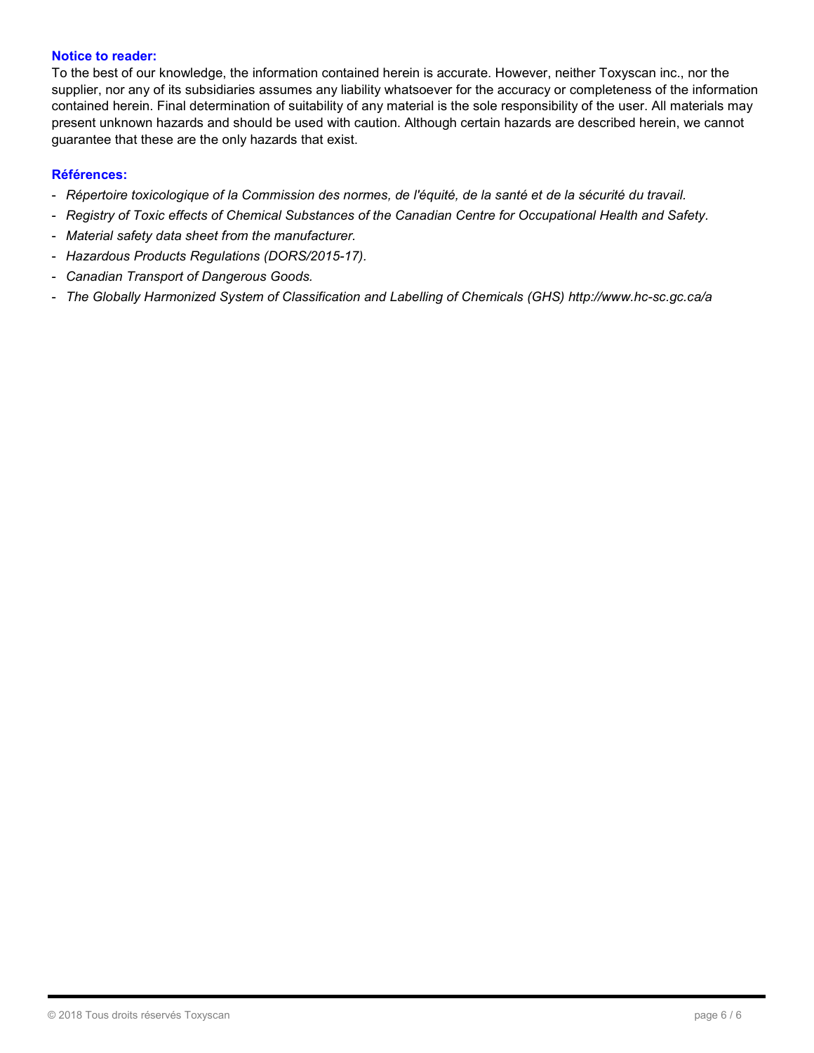### Notice to reader:

To the best of our knowledge, the information contained herein is accurate. However, neither Toxyscan inc., nor the supplier, nor any of its subsidiaries assumes any liability whatsoever for the accuracy or completeness of the information contained herein. Final determination of suitability of any material is the sole responsibility of the user. All materials may present unknown hazards and should be used with caution. Although certain hazards are described herein, we cannot guarantee that these are the only hazards that exist.

### Références:

- *Répertoire toxicologique of la Commission des normes, de l'équité, de la santé et de la sécurité du travail.*
- *Registry of Toxic effects of Chemical Substances of the Canadian Centre for Occupational Health and Safety.*
- *Material safety data sheet from the manufacturer.*
- *Hazardous Products Regulations (DORS/2015-17).*
- *Canadian Transport of Dangerous Goods.*
- *The Globally Harmonized System of Classification and Labelling of Chemicals (GHS) http://www.hc-sc.gc.ca/a*

© 2018 Tous droits réservés Toxyscan